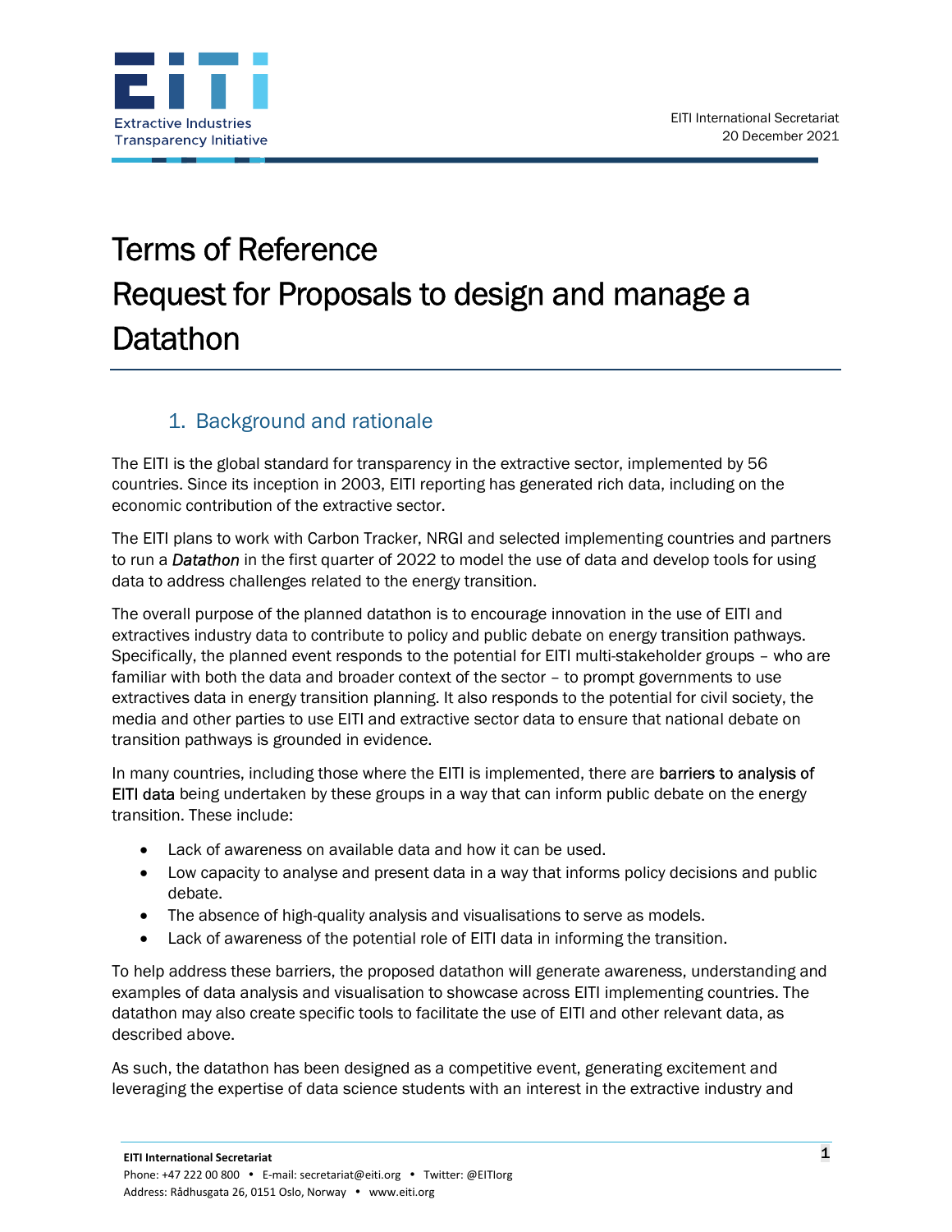EITI International Secretariat
20 December 2021

# Terms of Reference
# Request for Proposals to design and manage a Datathon

## 1. Background and rationale

The EITI is the global standard for transparency in the extractive sector, implemented by 56 countries. Since its inception in 2003, EITI reporting has generated rich data, including on the economic contribution of the extractive sector.

The EITI plans to work with Carbon Tracker, NRGI and selected implementing countries and partners to run a ***Datathon*** in the first quarter of 2022 to model the use of data and develop tools for using data to address challenges related to the energy transition.

The overall purpose of the planned datathon is to encourage innovation in the use of EITI and extractives industry data to contribute to policy and public debate on energy transition pathways. Specifically, the planned event responds to the potential for EITI multi-stakeholder groups – who are familiar with both the data and broader context of the sector – to prompt governments to use extractives data in energy transition planning. It also responds to the potential for civil society, the media and other parties to use EITI and extractive sector data to ensure that national debate on transition pathways is grounded in evidence.

In many countries, including those where the EITI is implemented, there are barriers to analysis of EITI data being undertaken by these groups in a way that can inform public debate on the energy transition. These include:

- Lack of awareness on available data and how it can be used.
- Low capacity to analyse and present data in a way that informs policy decisions and public debate.
- The absence of high-quality analysis and visualisations to serve as models.
- Lack of awareness of the potential role of EITI data in informing the transition.

To help address these barriers, the proposed datathon will generate awareness, understanding and examples of data analysis and visualisation to showcase across EITI implementing countries. The datathon may also create specific tools to facilitate the use of EITI and other relevant data, as described above.

As such, the datathon has been designed as a competitive event, generating excitement and leveraging the expertise of data science students with an interest in the extractive industry and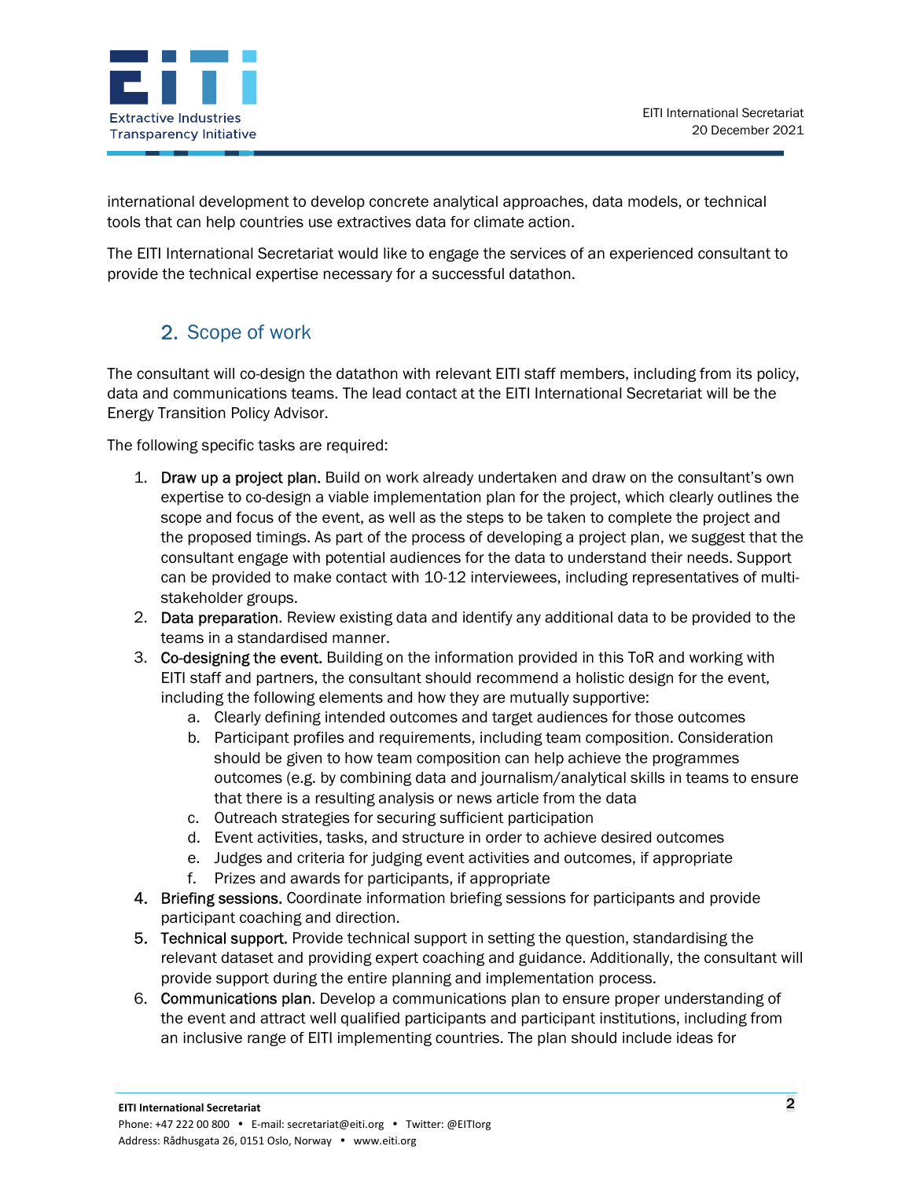international development to develop concrete analytical approaches, data models, or technical tools that can help countries use extractives data for climate action.

The EITI International Secretariat would like to engage the services of an experienced consultant to provide the technical expertise necessary for a successful datathon.

## 2. Scope of work

The consultant will co-design the datathon with relevant EITI staff members, including from its policy, data and communications teams. The lead contact at the EITI International Secretariat will be the Energy Transition Policy Advisor.

The following specific tasks are required:

1. **Draw up a project plan.** Build on work already undertaken and draw on the consultant's own expertise to co-design a viable implementation plan for the project, which clearly outlines the scope and focus of the event, as well as the steps to be taken to complete the project and the proposed timings. As part of the process of developing a project plan, we suggest that the consultant engage with potential audiences for the data to understand their needs. Support can be provided to make contact with 10-12 interviewees, including representatives of multi-stakeholder groups.
2. **Data preparation**. Review existing data and identify any additional data to be provided to the teams in a standardised manner.
3. **Co-designing the event.** Building on the information provided in this ToR and working with EITI staff and partners, the consultant should recommend a holistic design for the event, including the following elements and how they are mutually supportive:
   a. Clearly defining intended outcomes and target audiences for those outcomes
   b. Participant profiles and requirements, including team composition. Consideration should be given to how team composition can help achieve the programmes outcomes (e.g. by combining data and journalism/analytical skills in teams to ensure that there is a resulting analysis or news article from the data
   c. Outreach strategies for securing sufficient participation
   d. Event activities, tasks, and structure in order to achieve desired outcomes
   e. Judges and criteria for judging event activities and outcomes, if appropriate
   f. Prizes and awards for participants, if appropriate
4. **Briefing sessions.** Coordinate information briefing sessions for participants and provide participant coaching and direction.
5. **Technical support.** Provide technical support in setting the question, standardising the relevant dataset and providing expert coaching and guidance. Additionally, the consultant will provide support during the entire planning and implementation process.
6. **Communications plan**. Develop a communications plan to ensure proper understanding of the event and attract well qualified participants and participant institutions, including from an inclusive range of EITI implementing countries. The plan should include ideas for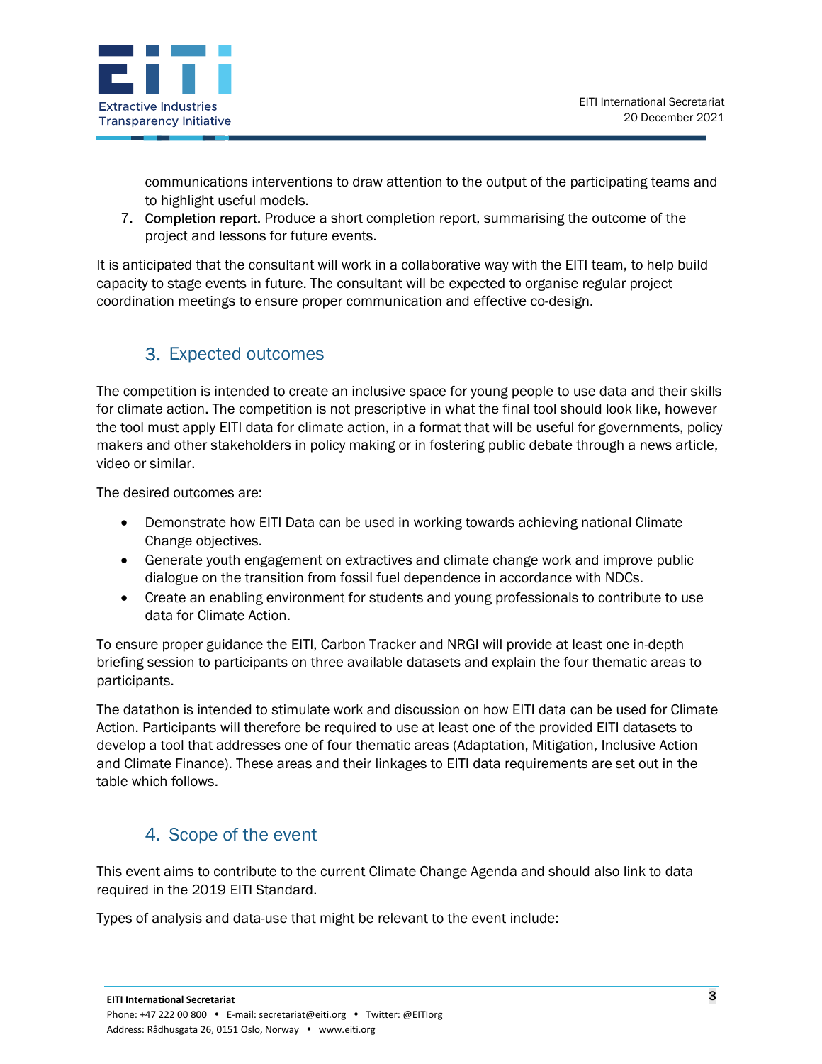communications interventions to draw attention to the output of the participating teams and to highlight useful models.

7. Completion report. Produce a short completion report, summarising the outcome of the project and lessons for future events.

It is anticipated that the consultant will work in a collaborative way with the EITI team, to help build capacity to stage events in future. The consultant will be expected to organise regular project coordination meetings to ensure proper communication and effective co-design.

## 3. Expected outcomes

The competition is intended to create an inclusive space for young people to use data and their skills for climate action. The competition is not prescriptive in what the final tool should look like, however the tool must apply EITI data for climate action, in a format that will be useful for governments, policy makers and other stakeholders in policy making or in fostering public debate through a news article, video or similar.

The desired outcomes are:

- Demonstrate how EITI Data can be used in working towards achieving national Climate Change objectives.
- Generate youth engagement on extractives and climate change work and improve public dialogue on the transition from fossil fuel dependence in accordance with NDCs.
- Create an enabling environment for students and young professionals to contribute to use data for Climate Action.

To ensure proper guidance the EITI, Carbon Tracker and NRGI will provide at least one in-depth briefing session to participants on three available datasets and explain the four thematic areas to participants.

The datathon is intended to stimulate work and discussion on how EITI data can be used for Climate Action. Participants will therefore be required to use at least one of the provided EITI datasets to develop a tool that addresses one of four thematic areas (Adaptation, Mitigation, Inclusive Action and Climate Finance). These areas and their linkages to EITI data requirements are set out in the table which follows.

## 4. Scope of the event

This event aims to contribute to the current Climate Change Agenda and should also link to data required in the 2019 EITI Standard.

Types of analysis and data-use that might be relevant to the event include: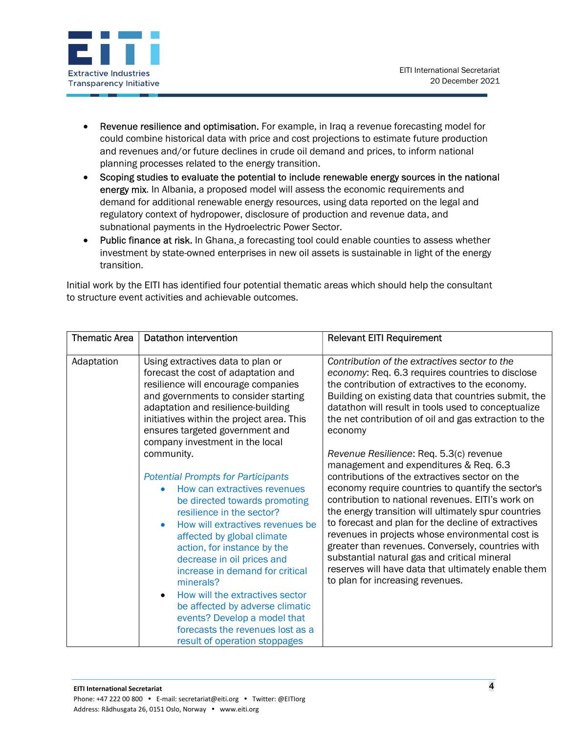- Revenue resilience and optimisation. For example, in Iraq a revenue forecasting model for could combine historical data with price and cost projections to estimate future production and revenues and/or future declines in crude oil demand and prices, to inform national planning processes related to the energy transition.
- Scoping studies to evaluate the potential to include renewable energy sources in the national energy mix. In Albania, a proposed model will assess the economic requirements and demand for additional renewable energy resources, using data reported on the legal and regulatory context of hydropower, disclosure of production and revenue data, and subnational payments in the Hydroelectric Power Sector.
- Public finance at risk. In Ghana, a forecasting tool could enable counties to assess whether investment by state-owned enterprises in new oil assets is sustainable in light of the energy transition.

Initial work by the EITI has identified four potential thematic areas which should help the consultant to structure event activities and achievable outcomes.

| Thematic Area | Datathon intervention | Relevant EITI Requirement |
|---|---|---|
| Adaptation | Using extractives data to plan or forecast the cost of adaptation and resilience will encourage companies and governments to consider starting adaptation and resilience-building initiatives within the project area. This ensures targeted government and company investment in the local community.<br><br>*Potential Prompts for Participants*<br>• How can extractives revenues be directed towards promoting resilience in the sector?<br>• How will extractives revenues be affected by global climate action, for instance by the decrease in oil prices and increase in demand for critical minerals?<br>• How will the extractives sector be affected by adverse climatic events? Develop a model that forecasts the revenues lost as a result of operation stoppages | *Contribution of the extractives sector to the economy*: Req. 6.3 requires countries to disclose the contribution of extractives to the economy. Building on existing data that countries submit, the datathon will result in tools used to conceptualize the net contribution of oil and gas extraction to the economy<br><br>*Revenue Resilience*: Req. 5.3(c) revenue management and expenditures & Req. 6.3 contributions of the extractives sector on the economy require countries to quantify the sector's contribution to national revenues. EITI's work on the energy transition will ultimately spur countries to forecast and plan for the decline of extractives revenues in projects whose environmental cost is greater than revenues. Conversely, countries with substantial natural gas and critical mineral reserves will have data that ultimately enable them to plan for increasing revenues. |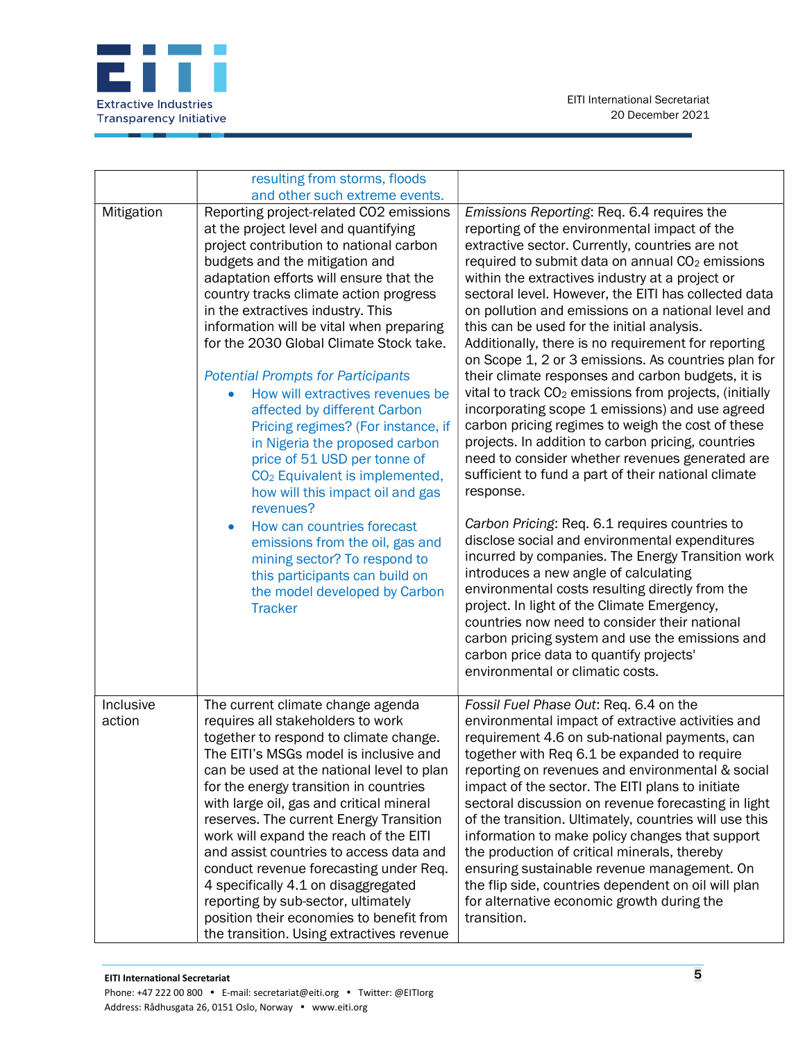| | | |
|---|---|---|
| | resulting from storms, floods and other such extreme events. | |
| Mitigation | Reporting project-related CO2 emissions at the project level and quantifying project contribution to national carbon budgets and the mitigation and adaptation efforts will ensure that the country tracks climate action progress in the extractives industry. This information will be vital when preparing for the 2030 Global Climate Stock take.<br><br>*Potential Prompts for Participants*<br>• How will extractives revenues be affected by different Carbon Pricing regimes? (For instance, if in Nigeria the proposed carbon price of 51 USD per tonne of $CO_2$ Equivalent is implemented, how will this impact oil and gas revenues?<br>• How can countries forecast emissions from the oil, gas and mining sector? To respond to this participants can build on the model developed by Carbon Tracker | *Emissions Reporting*: Req. 6.4 requires the reporting of the environmental impact of the extractive sector. Currently, countries are not required to submit data on annual $CO_2$ emissions within the extractives industry at a project or sectoral level. However, the EITI has collected data on pollution and emissions on a national level and this can be used for the initial analysis. Additionally, there is no requirement for reporting on Scope 1, 2 or 3 emissions. As countries plan for their climate responses and carbon budgets, it is vital to track $CO_2$ emissions from projects, (initially incorporating scope 1 emissions) and use agreed carbon pricing regimes to weigh the cost of these projects. In addition to carbon pricing, countries need to consider whether revenues generated are sufficient to fund a part of their national climate response.<br><br>*Carbon Pricing*: Req. 6.1 requires countries to disclose social and environmental expenditures incurred by companies. The Energy Transition work introduces a new angle of calculating environmental costs resulting directly from the project. In light of the Climate Emergency, countries now need to consider their national carbon pricing system and use the emissions and carbon price data to quantify projects' environmental or climatic costs. |
| Inclusive action | The current climate change agenda requires all stakeholders to work together to respond to climate change. The EITI's MSGs model is inclusive and can be used at the national level to plan for the energy transition in countries with large oil, gas and critical mineral reserves. The current Energy Transition work will expand the reach of the EITI and assist countries to access data and conduct revenue forecasting under Req. 4 specifically 4.1 on disaggregated reporting by sub-sector, ultimately position their economies to benefit from the transition. Using extractives revenue | *Fossil Fuel Phase Out*: Req. 6.4 on the environmental impact of extractive activities and requirement 4.6 on sub-national payments, can together with Req 6.1 be expanded to require reporting on revenues and environmental & social impact of the sector. The EITI plans to initiate sectoral discussion on revenue forecasting in light of the transition. Ultimately, countries will use this information to make policy changes that support the production of critical minerals, thereby ensuring sustainable revenue management. On the flip side, countries dependent on oil will plan for alternative economic growth during the transition. |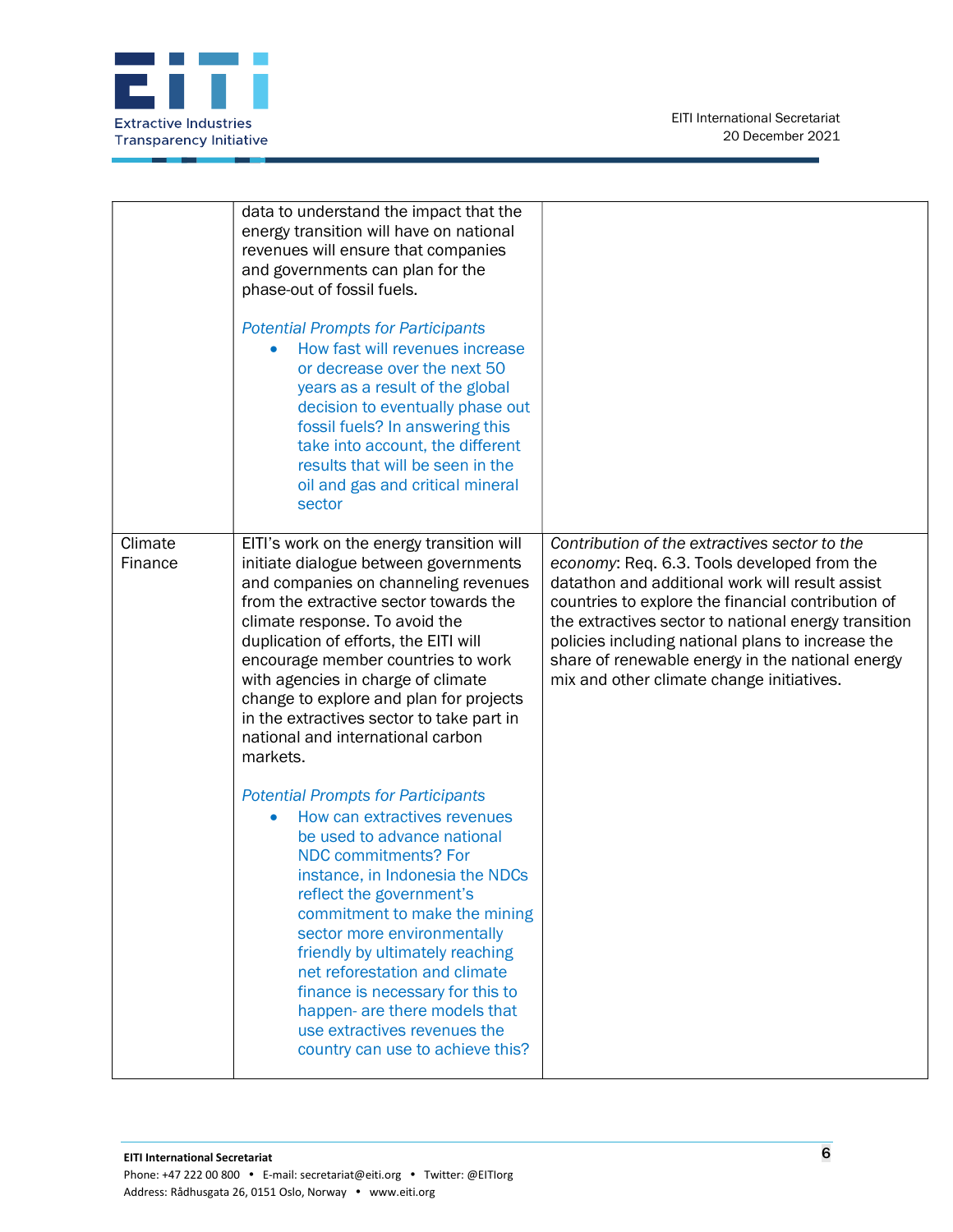| | | |
|---|---|---|
| | data to understand the impact that the energy transition will have on national revenues will ensure that companies and governments can plan for the phase-out of fossil fuels.<br><br>*Potential Prompts for Participants*<br>• How fast will revenues increase or decrease over the next 50 years as a result of the global decision to eventually phase out fossil fuels? In answering this take into account, the different results that will be seen in the oil and gas and critical mineral sector | |
| Climate Finance | EITI's work on the energy transition will initiate dialogue between governments and companies on channeling revenues from the extractive sector towards the climate response. To avoid the duplication of efforts, the EITI will encourage member countries to work with agencies in charge of climate change to explore and plan for projects in the extractives sector to take part in national and international carbon markets.<br><br>*Potential Prompts for Participants*<br>• How can extractives revenues be used to advance national NDC commitments? For instance, in Indonesia the NDCs reflect the government's commitment to make the mining sector more environmentally friendly by ultimately reaching net reforestation and climate finance is necessary for this to happen- are there models that use extractives revenues the country can use to achieve this? | *Contribution of the extractives sector to the economy*: Req. 6.3. Tools developed from the datathon and additional work will result assist countries to explore the financial contribution of the extractives sector to national energy transition policies including national plans to increase the share of renewable energy in the national energy mix and other climate change initiatives. |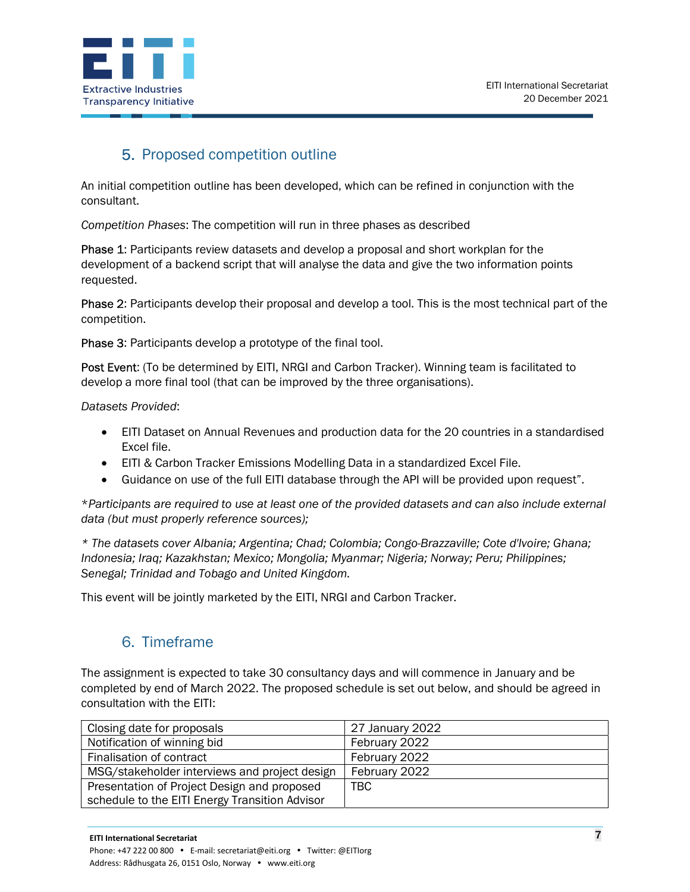## 5. Proposed competition outline

An initial competition outline has been developed, which can be refined in conjunction with the consultant.

*Competition Phases*: The competition will run in three phases as described

Phase 1: Participants review datasets and develop a proposal and short workplan for the development of a backend script that will analyse the data and give the two information points requested.

Phase 2: Participants develop their proposal and develop a tool. This is the most technical part of the competition.

Phase 3: Participants develop a prototype of the final tool.

Post Event: (To be determined by EITI, NRGI and Carbon Tracker). Winning team is facilitated to develop a more final tool (that can be improved by the three organisations).

*Datasets Provided*:

- EITI Dataset on Annual Revenues and production data for the 20 countries in a standardised Excel file.
- EITI & Carbon Tracker Emissions Modelling Data in a standardized Excel File.
- Guidance on use of the full EITI database through the API will be provided upon request".

*\*Participants are required to use at least one of the provided datasets and can also include external data (but must properly reference sources);*

*\* The datasets cover Albania; Argentina; Chad; Colombia; Congo-Brazzaville; Cote d'Ivoire; Ghana; Indonesia; Iraq; Kazakhstan; Mexico; Mongolia; Myanmar; Nigeria; Norway; Peru; Philippines; Senegal; Trinidad and Tobago and United Kingdom.*

This event will be jointly marketed by the EITI, NRGI and Carbon Tracker.

## 6. Timeframe

The assignment is expected to take 30 consultancy days and will commence in January and be completed by end of March 2022. The proposed schedule is set out below, and should be agreed in consultation with the EITI:

| Closing date for proposals | 27 January 2022 |
|---|---|
| Notification of winning bid | February 2022 |
| Finalisation of contract | February 2022 |
| MSG/stakeholder interviews and project design | February 2022 |
| Presentation of Project Design and proposed schedule to the EITI Energy Transition Advisor | TBC |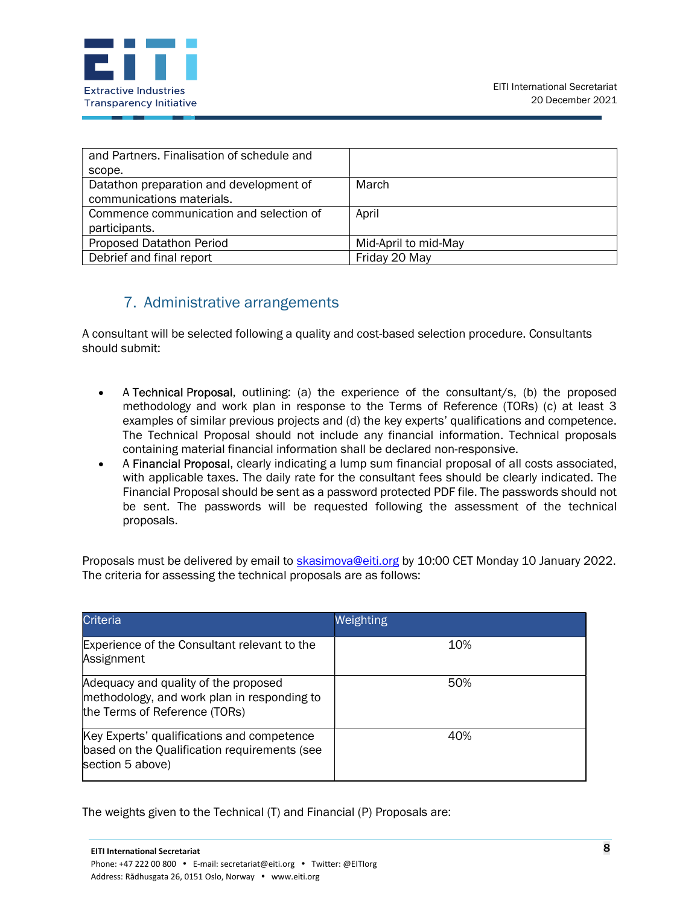| | |
|---|---|
| and Partners. Finalisation of schedule and scope. | |
| Datathon preparation and development of communications materials. | March |
| Commence communication and selection of participants. | April |
| Proposed Datathon Period | Mid-April to mid-May |
| Debrief and final report | Friday 20 May |

## 7. Administrative arrangements

A consultant will be selected following a quality and cost-based selection procedure. Consultants should submit:

- A **Technical Proposal**, outlining: (a) the experience of the consultant/s, (b) the proposed methodology and work plan in response to the Terms of Reference (TORs) (c) at least 3 examples of similar previous projects and (d) the key experts' qualifications and competence. The Technical Proposal should not include any financial information. Technical proposals containing material financial information shall be declared non-responsive.
- A **Financial Proposal**, clearly indicating a lump sum financial proposal of all costs associated, with applicable taxes. The daily rate for the consultant fees should be clearly indicated. The Financial Proposal should be sent as a password protected PDF file. The passwords should not be sent. The passwords will be requested following the assessment of the technical proposals.

Proposals must be delivered by email to [skasimova@eiti.org](mailto:skasimova@eiti.org) by 10:00 CET Monday 10 January 2022. The criteria for assessing the technical proposals are as follows:

| Criteria | Weighting |
|---|---|
| Experience of the Consultant relevant to the Assignment | 10% |
| Adequacy and quality of the proposed methodology, and work plan in responding to the Terms of Reference (TORs) | 50% |
| Key Experts' qualifications and competence based on the Qualification requirements (see section 5 above) | 40% |

The weights given to the Technical (T) and Financial (P) Proposals are: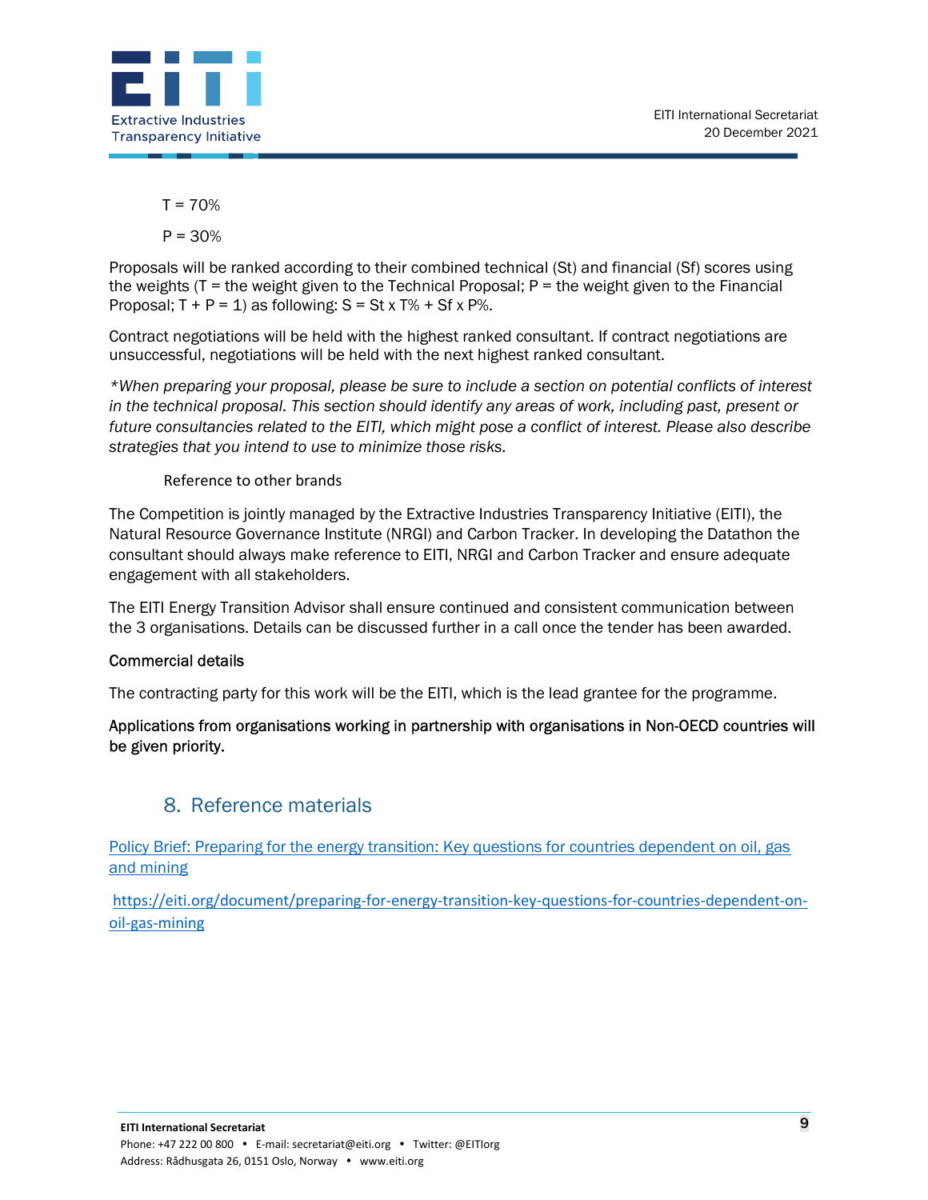T = 70%

P = 30%

Proposals will be ranked according to their combined technical (St) and financial (Sf) scores using the weights (T = the weight given to the Technical Proposal; P = the weight given to the Financial Proposal; T + P = 1) as following: S = St x T% + Sf x P%.

Contract negotiations will be held with the highest ranked consultant. If contract negotiations are unsuccessful, negotiations will be held with the next highest ranked consultant.

*\*When preparing your proposal, please be sure to include a section on potential conflicts of interest in the technical proposal. This section should identify any areas of work, including past, present or future consultancies related to the EITI, which might pose a conflict of interest. Please also describe strategies that you intend to use to minimize those risks.*

Reference to other brands

The Competition is jointly managed by the Extractive Industries Transparency Initiative (EITI), the Natural Resource Governance Institute (NRGI) and Carbon Tracker. In developing the Datathon the consultant should always make reference to EITI, NRGI and Carbon Tracker and ensure adequate engagement with all stakeholders.

The EITI Energy Transition Advisor shall ensure continued and consistent communication between the 3 organisations. Details can be discussed further in a call once the tender has been awarded.

Commercial details

The contracting party for this work will be the EITI, which is the lead grantee for the programme.

Applications from organisations working in partnership with organisations in Non-OECD countries will be given priority.

## 8. Reference materials

[Policy Brief: Preparing for the energy transition: Key questions for countries dependent on oil, gas and mining](https://eiti.org/document/preparing-for-energy-transition-key-questions-for-countries-dependent-on-oil-gas-mining)

https://eiti.org/document/preparing-for-energy-transition-key-questions-for-countries-dependent-on-oil-gas-mining